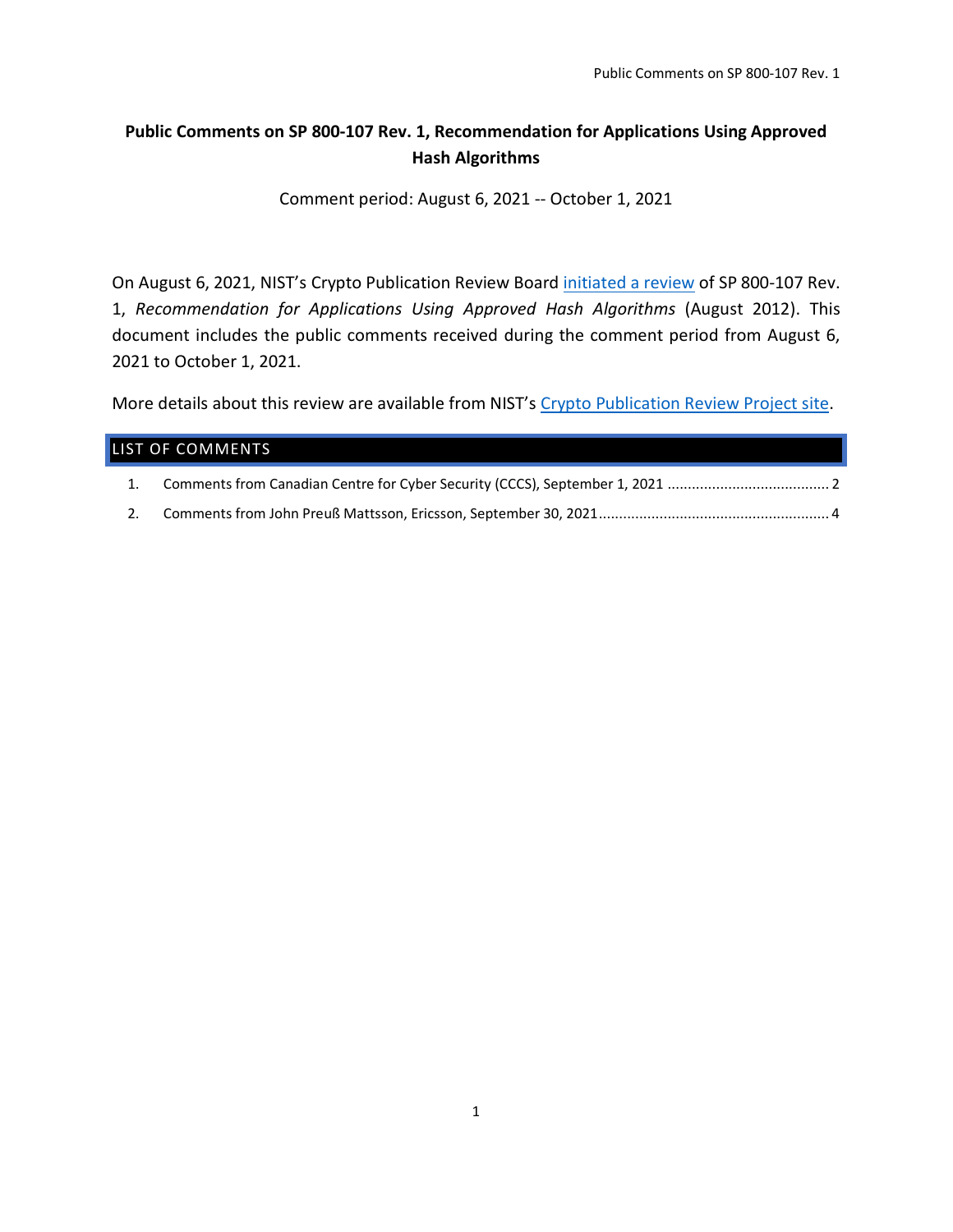# Public Comments on SP 800-107 Rev. 1, Recommendation for Applications Using Approved Hash Algorithms

Comment period: August 6, 2021 -- October 1, 2021

On August 6, 2021, NIST's Crypto Publication Review Board initiated a review of SP 800-107 Rev. 1, *Recommendation for Applications Using Approved Hash Algorithms* (August 2012). This document includes the public comments received during the comment period from August 6, 2021 to October 1, 2021.

More details about this review are available from NIST's Crypto Publication Review Project site.

## LIST OF COMMENTS

1. Comments from Canadian Centre for Cyber Security (CCCS), September 1, 2021 ........................................ 2
2. Comments from John Preuß Mattsson, Ericsson, September 30, 2021........................................................ 4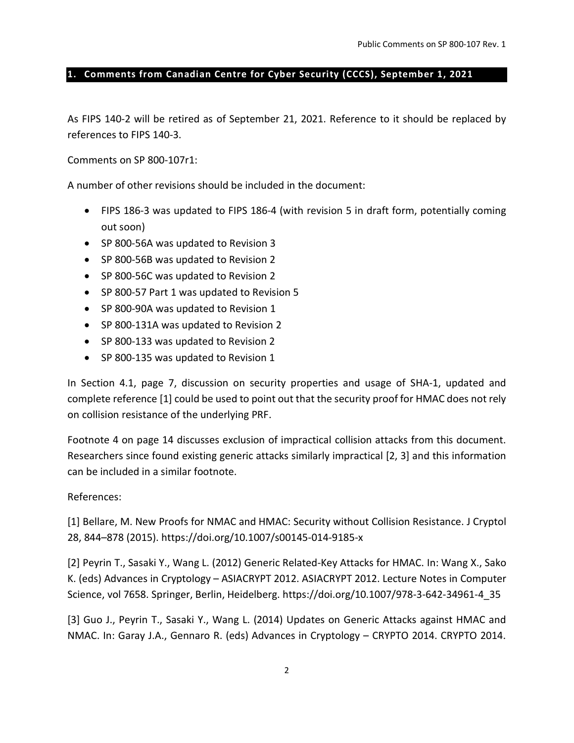## 1. Comments from Canadian Centre for Cyber Security (CCCS), September 1, 2021

As FIPS 140-2 will be retired as of September 21, 2021. Reference to it should be replaced by references to FIPS 140-3.

Comments on SP 800-107r1:

A number of other revisions should be included in the document:

- FIPS 186-3 was updated to FIPS 186-4 (with revision 5 in draft form, potentially coming out soon)
- SP 800-56A was updated to Revision 3
- SP 800-56B was updated to Revision 2
- SP 800-56C was updated to Revision 2
- SP 800-57 Part 1 was updated to Revision 5
- SP 800-90A was updated to Revision 1
- SP 800-131A was updated to Revision 2
- SP 800-133 was updated to Revision 2
- SP 800-135 was updated to Revision 1

In Section 4.1, page 7, discussion on security properties and usage of SHA-1, updated and complete reference [1] could be used to point out that the security proof for HMAC does not rely on collision resistance of the underlying PRF.

Footnote 4 on page 14 discusses exclusion of impractical collision attacks from this document. Researchers since found existing generic attacks similarly impractical [2, 3] and this information can be included in a similar footnote.

References:

[1] Bellare, M. New Proofs for NMAC and HMAC: Security without Collision Resistance. J Cryptol 28, 844–878 (2015). https://doi.org/10.1007/s00145-014-9185-x

[2] Peyrin T., Sasaki Y., Wang L. (2012) Generic Related-Key Attacks for HMAC. In: Wang X., Sako K. (eds) Advances in Cryptology – ASIACRYPT 2012. ASIACRYPT 2012. Lecture Notes in Computer Science, vol 7658. Springer, Berlin, Heidelberg. https://doi.org/10.1007/978-3-642-34961-4_35

[3] Guo J., Peyrin T., Sasaki Y., Wang L. (2014) Updates on Generic Attacks against HMAC and NMAC. In: Garay J.A., Gennaro R. (eds) Advances in Cryptology – CRYPTO 2014. CRYPTO 2014.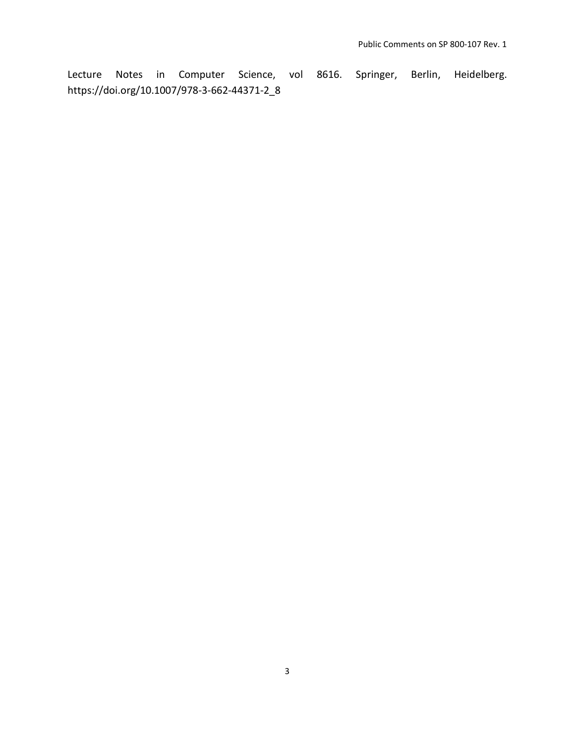Lecture Notes in Computer Science, vol 8616. Springer, Berlin, Heidelberg. https://doi.org/10.1007/978-3-662-44371-2_8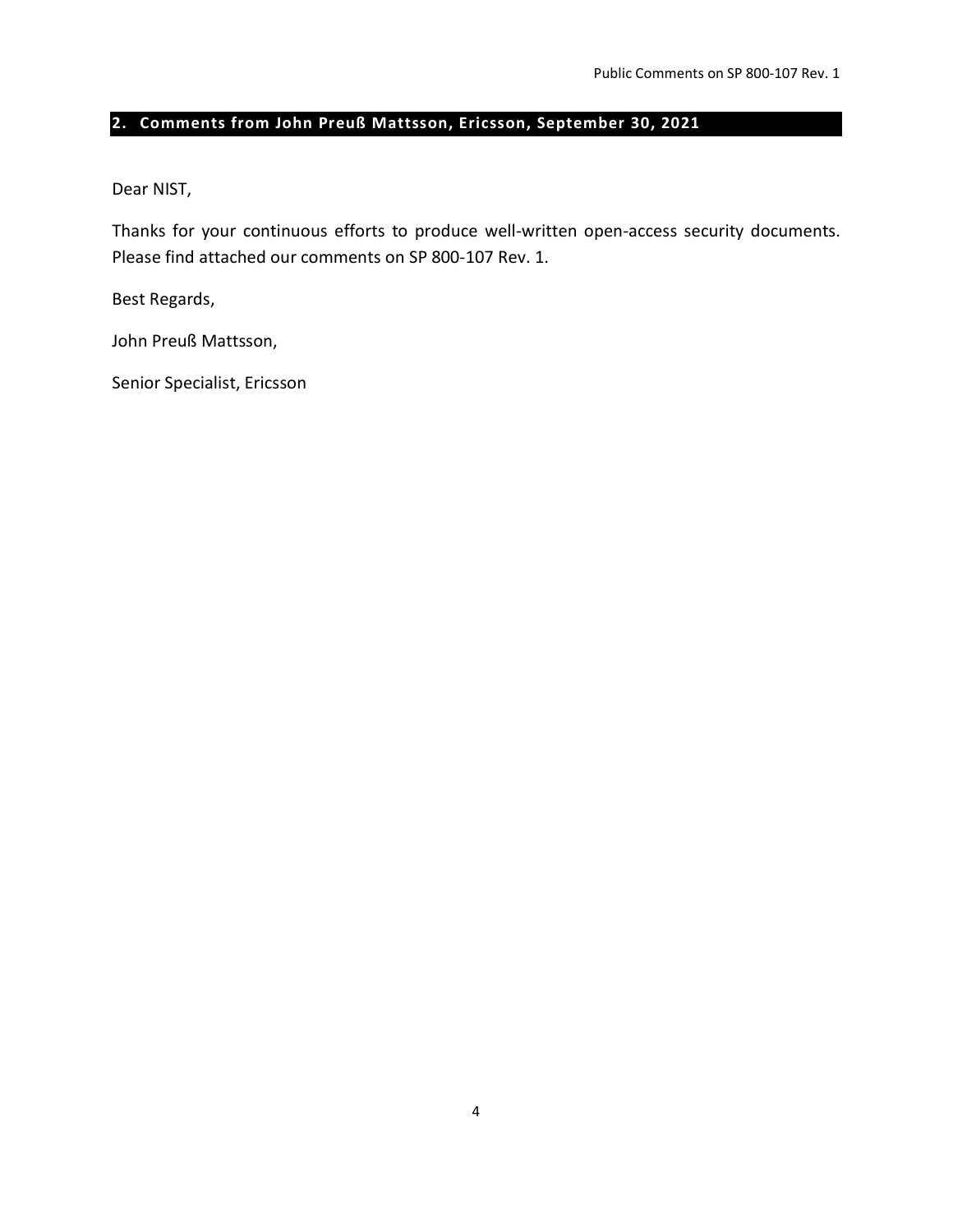## 2. Comments from John Preuß Mattsson, Ericsson, September 30, 2021

Dear NIST,

Thanks for your continuous efforts to produce well-written open-access security documents. Please find attached our comments on SP 800-107 Rev. 1.

Best Regards,

John Preuß Mattsson,

Senior Specialist, Ericsson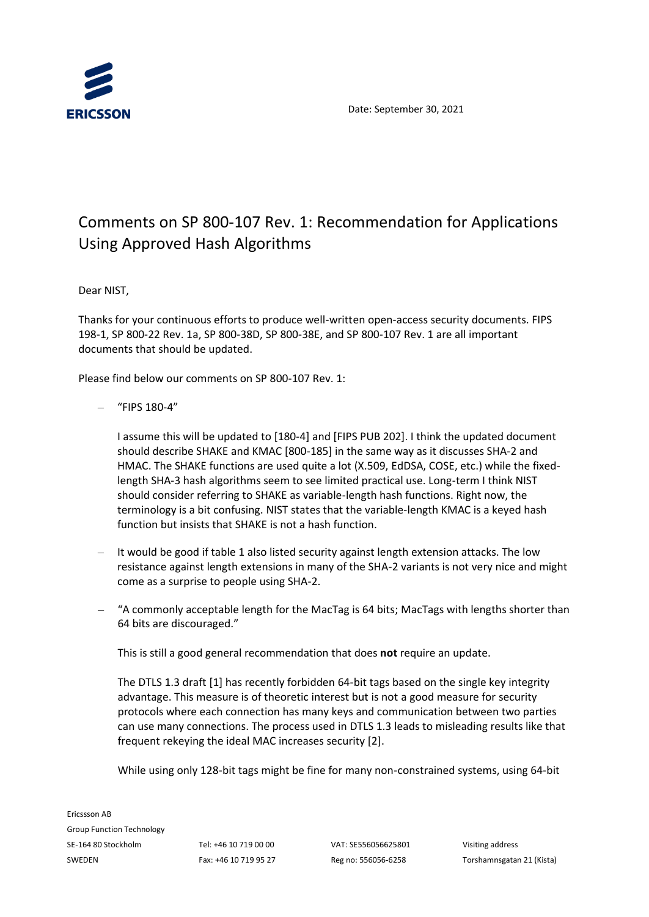Date: September 30, 2021

# Comments on SP 800-107 Rev. 1: Recommendation for Applications Using Approved Hash Algorithms

Dear NIST,

Thanks for your continuous efforts to produce well-written open-access security documents. FIPS 198-1, SP 800-22 Rev. 1a, SP 800-38D, SP 800-38E, and SP 800-107 Rev. 1 are all important documents that should be updated.

Please find below our comments on SP 800-107 Rev. 1:

- "FIPS 180-4"

  I assume this will be updated to [180-4] and [FIPS PUB 202]. I think the updated document should describe SHAKE and KMAC [800-185] in the same way as it discusses SHA-2 and HMAC. The SHAKE functions are used quite a lot (X.509, EdDSA, COSE, etc.) while the fixed-length SHA-3 hash algorithms seem to see limited practical use. Long-term I think NIST should consider referring to SHAKE as variable-length hash functions. Right now, the terminology is a bit confusing. NIST states that the variable-length KMAC is a keyed hash function but insists that SHAKE is not a hash function.

- It would be good if table 1 also listed security against length extension attacks. The low resistance against length extensions in many of the SHA-2 variants is not very nice and might come as a surprise to people using SHA-2.

- "A commonly acceptable length for the MacTag is 64 bits; MacTags with lengths shorter than 64 bits are discouraged."

  This is still a good general recommendation that does **not** require an update.

  The DTLS 1.3 draft [1] has recently forbidden 64-bit tags based on the single key integrity advantage. This measure is of theoretic interest but is not a good measure for security protocols where each connection has many keys and communication between two parties can use many connections. The process used in DTLS 1.3 leads to misleading results like that frequent rekeying the ideal MAC increases security [2].

  While using only 128-bit tags might be fine for many non-constrained systems, using 64-bit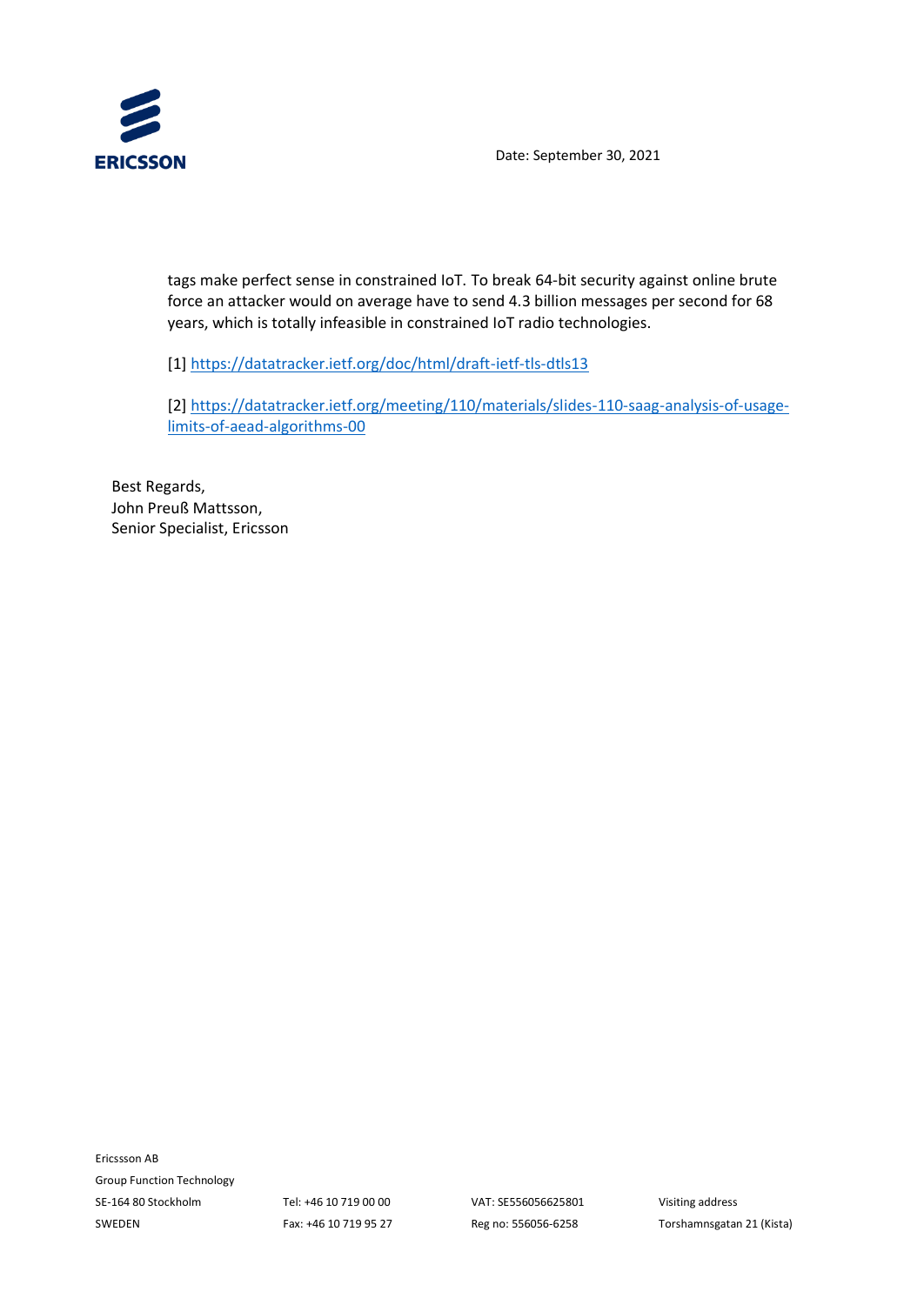tags make perfect sense in constrained IoT. To break 64-bit security against online brute force an attacker would on average have to send 4.3 billion messages per second for 68 years, which is totally infeasible in constrained IoT radio technologies.

[1] https://datatracker.ietf.org/doc/html/draft-ietf-tls-dtls13

[2] https://datatracker.ietf.org/meeting/110/materials/slides-110-saag-analysis-of-usage-limits-of-aead-algorithms-00

Best Regards,
John Preuß Mattsson,
Senior Specialist, Ericsson